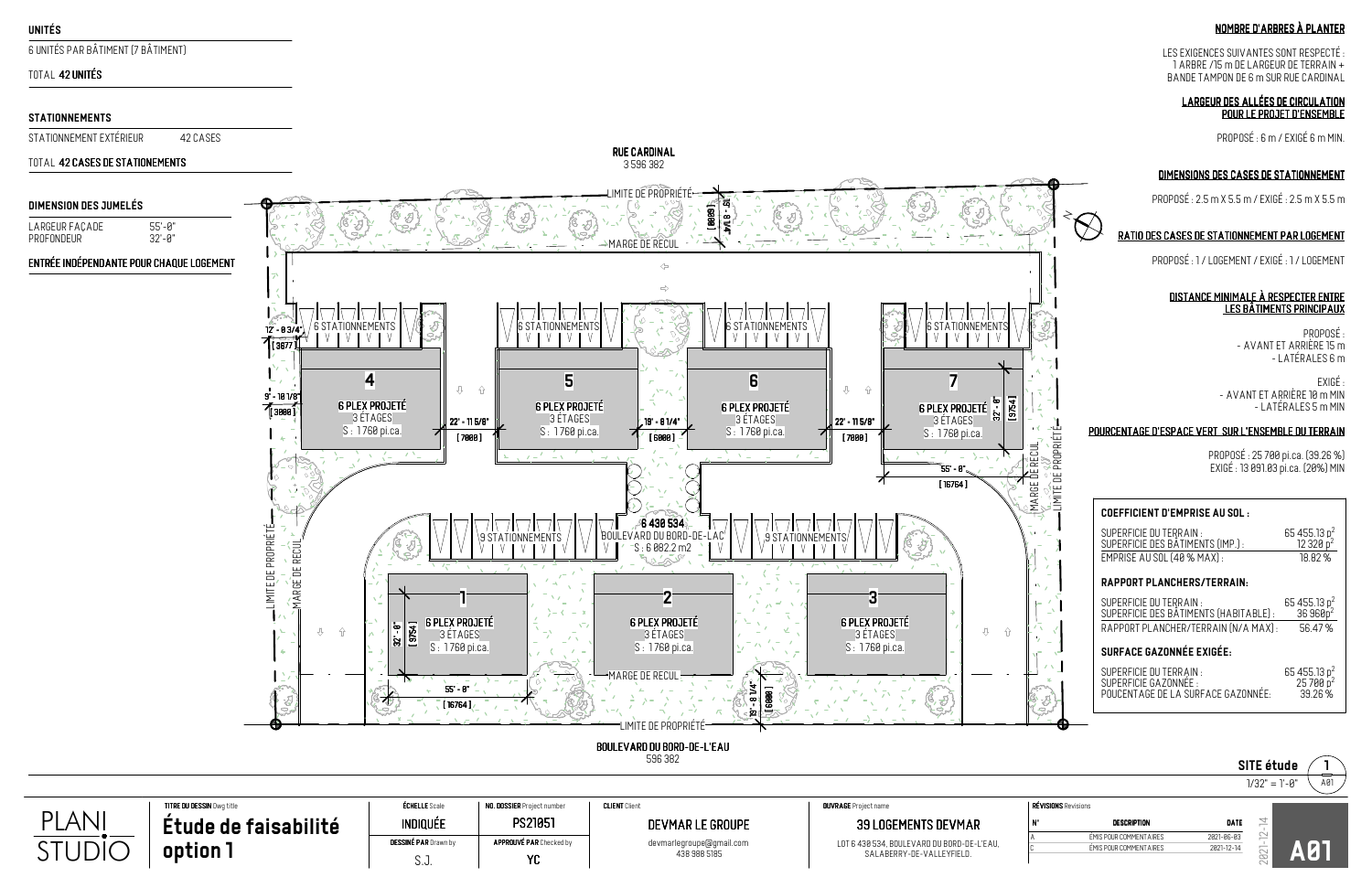## UNITÉS

6 UNITÉS PAR BÂTIMENT (7 BÂTIMENT)

TOTAL **42 UNITÉS**

## STATIONNEMENTS

STATIONNEMENT EXTÉRIEUR 42 CASES

TOTAL **42 CASES DE STATIONNEMENTS**

## DIMENSION DES JUMELÉS

| | |
|---|---|
| LARGEUR FAÇADE | 55'-0" |
| PROFONDEUR | 32'-0" |

**ENTRÉE INDÉPENDANTE POUR CHAQUE LOGEMENT**

---

**RUE CARDINAL**
3 596 382

LIMITE DE PROPRIÉTÉ — MARGE DE RECUL

19' - 8 1/4" [6000]

12' - 0 3/4" [3677]

9' - 10 1/8" [3000]

6 STATIONNEMENTS (×4)

**4** — 6 PLEX PROJETÉ, 3 ÉTAGES, S : 1760 pi.ca.

22' - 11 5/8" [7000]

**5** — 6 PLEX PROJETÉ, 3 ÉTAGES, S : 1760 pi.ca.

19' - 8 1/4" [6000]

**6** — 6 PLEX PROJETÉ, 3 ÉTAGES, S : 1760 pi.ca.

22' - 11 5/8" [7000]

**7** — 6 PLEX PROJETÉ, 3 ÉTAGES, S : 1760 pi.ca.

32' - 0" [9754]

55' - 0" [16764]

**6 430 534**
BOULEVARD DU BORD-DE-LAC
S : 6 082.2 m2

9 STATIONNEMENTS (×2)

**1** — 6 PLEX PROJETÉ, 3 ÉTAGES, S : 1760 pi.ca.

32' - 0" [9754]

55' - 0" [16764]

**2** — 6 PLEX PROJETÉ, 3 ÉTAGES, S : 1760 pi.ca.

**3** — 6 PLEX PROJETÉ, 3 ÉTAGES, S : 1760 pi.ca.

MARGE DE RECUL

19' - 8 1/4" [6000]

LIMITE DE PROPRIÉTÉ

**BOULEVARD DU BORD-DE-L'EAU**
596 382

---

### NOMBRE D'ARBRES À PLANTER

LES EXIGENCES SUIVANTES SONT RESPECTÉ : 1 ARBRE / 15 m DE LARGEUR DE TERRAIN + BANDE TAMPON DE 6 m SUR RUE CARDINAL

### LARGEUR DES ALLÉES DE CIRCULATION POUR LE PROJET D'ENSEMBLE

PROPOSÉ : 6 m / EXIGÉ 6 m MIN.

### DIMENSIONS DES CASES DE STATIONNEMENT

PROPOSÉ : 2.5 m X 5.5 m / EXIGÉ : 2.5 m X 5.5 m

### RATIO DES CASES DE STATIONNEMENT PAR LOGEMENT

PROPOSÉ : 1 / LOGEMENT / EXIGÉ : 1 / LOGEMENT

### DISTANCE MINIMALE À RESPECTER ENTRE LES BÂTIMENTS PRINCIPAUX

PROPOSÉ :
- AVANT ET ARRIÈRE 15 m
- LATÉRALES 6 m

EXIGÉ :
- AVANT ET ARRIÈRE 10 m MIN
- LATÉRALES 5 m MIN

### POURCENTAGE D'ESPACE VERT SUR L'ENSEMBLE DU TERRAIN

PROPOSÉ : 25 700 pi.ca. (39.26 %)
EXIGÉ : 13 091.03 pi.ca. (20%) MIN

### COEFFICIENT D'EMPRISE AU SOL :

| | |
|---|---|
| SUPERFICIE DU TERRAIN : | 65 455.13 p² |
| SUPERFICIE DES BÂTIMENTS (IMP.) : | 12 320 p² |
| EMPRISE AU SOL (40 % MAX) : | 18.82 % |

### RAPPORT PLANCHERS/TERRAIN:

| | |
|---|---|
| SUPERFICIE DU TERRAIN : | 65 455.13 p² |
| SUPERFICIE DES BÂTIMENTS (HABITABLE) : | 36 960p² |
| RAPPORT PLANCHER/TERRAIN (N/A MAX) : | 56.47 % |

### SURFACE GAZONNÉE EXIGÉE:

| | |
|---|---|
| SUPERFICIE DU TERRAIN : | 65 455.13 p² |
| SUPERFICIE GAZONNÉE : | 25 700 p² |
| POUCENTAGE DE LA SURFACE GAZONNÉE: | 39.26 % |

**SITE étude** 1 / A01
1/32" = 1'-0"

---

PLANI STUDIO

| TITRE DU DESSIN | ÉCHELLE | NO. DOSSIER | CLIENT | OUVRAGE |
|---|---|---|---|---|
| **Étude de faisabilité option 1** | INDIQUÉE | PS21051 | DEVMAR LE GROUPE<br>devmarlegroupe@gmail.com<br>438 988 5185 | 39 LOGEMENTS DEVMAR<br>LOT 6 430 534, BOULEVARD DU BORD-DE-L'EAU, SALABERRY-DE-VALLEYFIELD. |
| | DESSINÉ PAR: S.J. | APPROUVÉ PAR: YC | | |

**RÉVISIONS**

| N° | DESCRIPTION | DATE |
|---|---|---|
| A | ÉMIS POUR COMMENTAIRES | 2021-06-03 |
| C | ÉMIS POUR COMMENTAIRES | 2021-12-14 |

2021-12-14 — **A01**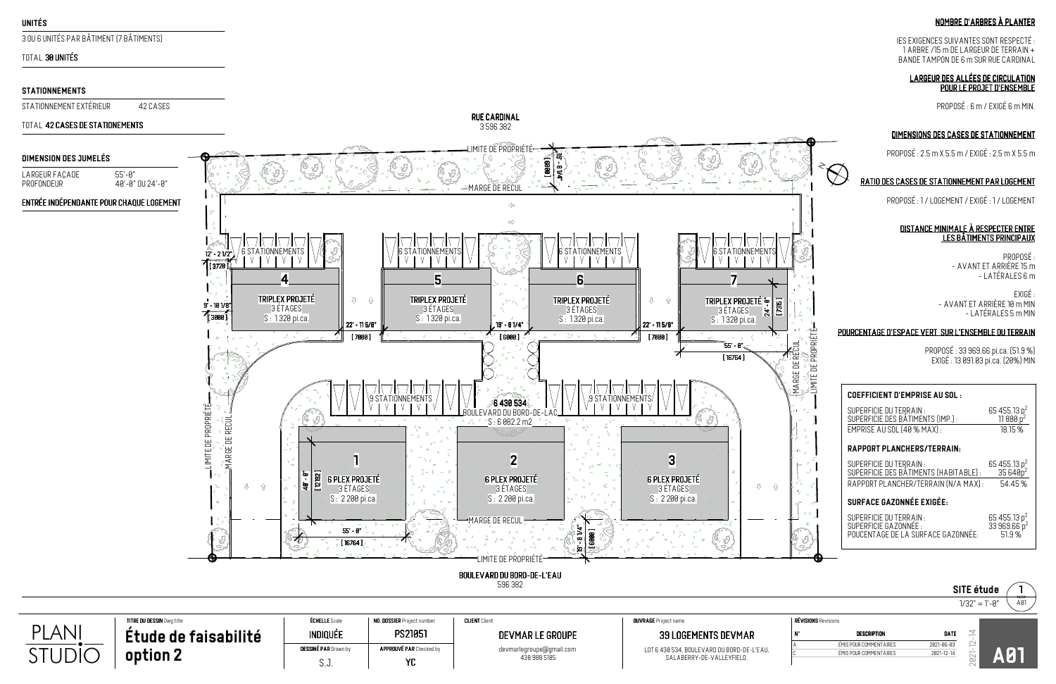## UNITÉS

3 OU 6 UNITÉS PAR BÂTIMENT (7 BÂTIMENTS)

TOTAL **39 UNITÉS**

## STATIONNEMENTS

STATIONNEMENT EXTÉRIEUR 42 CASES

TOTAL **42 CASES DE STATIONNEMENTS**

## DIMENSION DES JUMELÉS

LARGEUR FAÇADE 55'-0"
PROFONDEUR 40'-0" OU 24'-0"

**ENTRÉE INDÉPENDANTE POUR CHAQUE LOGEMENT**

RUE CARDINAL
3 596 382

LIMITE DE PROPRIÉTÉ
MARGE DE RECUL
19' - 8 1/4" [6000]
12' - 2 1/2" [3720]
9' - 10 1/8" [3000]

6 STATIONNEMENTS | 6 STATIONNEMENTS | 6 STATIONNEMENTS | 6 STATIONNEMENTS

4 TRIPLEX PROJETÉ 3 ÉTAGES S : 1 320 pi.ca.
5 TRIPLEX PROJETÉ 3 ÉTAGES S : 1 320 pi.ca.
6 TRIPLEX PROJETÉ 3 ÉTAGES S : 1 320 pi.ca.
7 TRIPLEX PROJETÉ 3 ÉTAGES S : 1 320 pi.ca.

22' - 11 5/8" [7000]
19' - 8 1/4" [6000]
22' - 11 5/8" [7000]
24' - 0" [7315]
55' - 0" [16764]

9 STATIONNEMENTS | 9 STATIONNEMENTS

6 430 534
BOULEVARD DU BORD-DE-LAC
S : 6 082.2 m2

1 6 PLEX PROJETÉ 3 ÉTAGES S : 2 200 pi.ca.
2 6 PLEX PROJETÉ 3 ÉTAGES S : 2 200 pi.ca.
3 6 PLEX PROJETÉ 3 ÉTAGES S : 2 200 pi.ca.

40' - 0" [12192]
55' - 0" [16764]
19' - 8 1/4" [6000]

MARGE DE RECUL
LIMITE DE PROPRIÉTÉ

BOULEVARD DU BORD-DE-L'EAU
596 382

## NOMBRE D'ARBRES À PLANTER

lES EXIGENCES SUIVANTES SONT RESPECTÉ : 1 ARBRE /15 m DE LARGEUR DE TERRAIN + BANDE TAMPON DE 6 m SUR RUE CARDINAL

## LARGEUR DES ALLÉES DE CIRCULATION POUR LE PROJET D'ENSEMBLE

PROPOSÉ : 6 m / EXIGÉ 6 m MIN.

## DIMENSIONS DES CASES DE STATIONNEMENT

PROPOSÉ : 2.5 m X 5.5 m / EXIGÉ : 2.5 m X 5.5 m

## RATIO DES CASES DE STATIONNEMENT PAR LOGEMENT

PROPOSÉ : 1 / LOGEMENT / EXIGÉ : 1 / LOGEMENT

## DISTANCE MINIMALE À RESPECTER ENTRE LES BÂTIMENTS PRINCIPAUX

PROPOSÉ :
- AVANT ET ARRIÈRE 15 m
- LATÉRALES 6 m

EXIGÉ :
- AVANT ET ARRIÈRE 10 m MIN
- LATÉRALES 5 m MIN

## POURCENTAGE D'ESPACE VERT SUR L'ENSEMBLE DU TERRAIN

PROPOSÉ : 33 969.66 pi.ca. (51.9 %)
EXIGÉ : 13 091.03 pi.ca. (20%) MIN

### COEFFICIENT D'EMPRISE AU SOL :

| | |
|---|---|
| SUPERFICIE DU TERRAIN : | 65 455.13 p² |
| SUPERFICIE DES BÂTIMENTS (IMP.) : | 11 880 p² |
| EMPRISE AU SOL (40 % MAX) : | 18.15 % |

### RAPPORT PLANCHERS/TERRAIN:

| | |
|---|---|
| SUPERFICIE DU TERRAIN : | 65 455.13 p² |
| SUPERFICIE DES BÂTIMENTS (HABITABLE) : | 35 640p² |
| RAPPORT PLANCHER/TERRAIN (N/A MAX) : | 54.45 % |

### SURFACE GAZONNÉE EXIGÉE:

| | |
|---|---|
| SUPERFICIE DU TERRAIN : | 65 455.13 p² |
| SUPERFICIE GAZONNÉE : | 33 969.66 p² |
| POUCENTAGE DE LA SURFACE GAZONNÉE: | 51.9 % |

**SITE étude** 1 / A01
1/32" = 1'-0"

PLANI STUDIO

| | |
|---|---|
| TITRE DU DESSIN Dwg title | **Étude de faisabilité option 2** |
| ÉCHELLE Scale | INDIQUÉE |
| NO. DOSSIER Project number | PS21051 |
| DESSINÉ PAR Drawn by | S.J. |
| APPROUVÉ PAR Checked by | YC |
| CLIENT Client | DEVMAR LE GROUPE, devmarlegroupe@gmail.com, 438 988 5185 |
| OUVRAGE Project name | 39 LOGEMENTS DEVMAR, LOT 6 430 534, BOULEVARD DU BORD-DE-L'EAU, SALABERRY-DE-VALLEYFIELD. |

RÉVISIONS Revisions

| N° | DESCRIPTION | DATE |
|---|---|---|
| A | ÉMIS POUR COMMENTAIRES | 2021-06-03 |
| C | ÉMIS POUR COMMENTAIRES | 2021-12-14 |

2021-12-14
**A01**